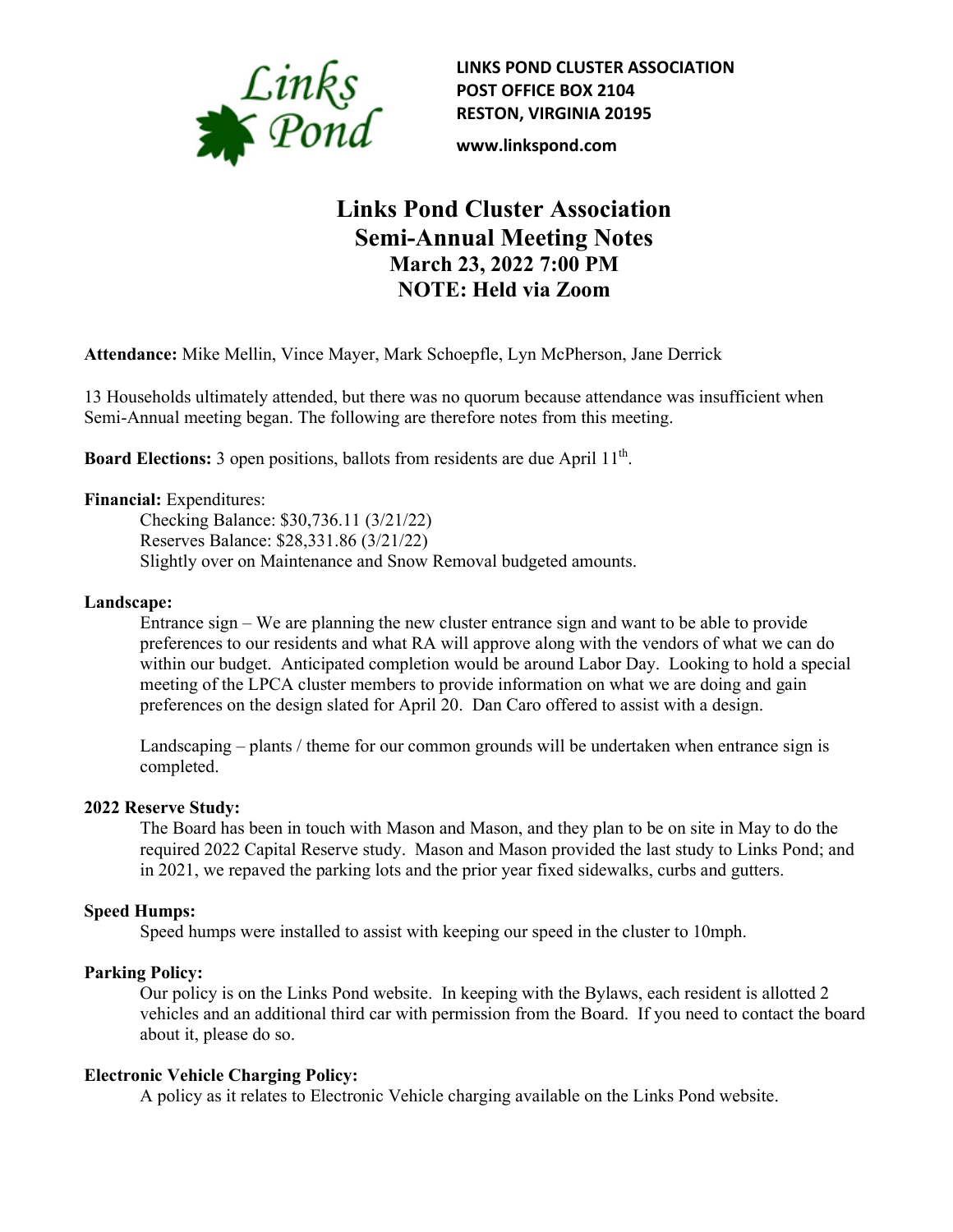**LINKS POND CLUSTER ASSOCIATION**
**POST OFFICE BOX 2104**
**RESTON, VIRGINIA 20195**

**www.linkspond.com**

# Links Pond Cluster Association
# Semi-Annual Meeting Notes
## March 23, 2022 7:00 PM
## NOTE: Held via Zoom

**Attendance:** Mike Mellin, Vince Mayer, Mark Schoepfle, Lyn McPherson, Jane Derrick

13 Households ultimately attended, but there was no quorum because attendance was insufficient when Semi-Annual meeting began. The following are therefore notes from this meeting.

**Board Elections:** 3 open positions, ballots from residents are due April 11th.

**Financial:** Expenditures:

Checking Balance: $30,736.11 (3/21/22)
Reserves Balance: $28,331.86 (3/21/22)
Slightly over on Maintenance and Snow Removal budgeted amounts.

**Landscape:**

Entrance sign – We are planning the new cluster entrance sign and want to be able to provide preferences to our residents and what RA will approve along with the vendors of what we can do within our budget. Anticipated completion would be around Labor Day. Looking to hold a special meeting of the LPCA cluster members to provide information on what we are doing and gain preferences on the design slated for April 20. Dan Caro offered to assist with a design.

Landscaping – plants / theme for our common grounds will be undertaken when entrance sign is completed.

**2022 Reserve Study:**

The Board has been in touch with Mason and Mason, and they plan to be on site in May to do the required 2022 Capital Reserve study. Mason and Mason provided the last study to Links Pond; and in 2021, we repaved the parking lots and the prior year fixed sidewalks, curbs and gutters.

**Speed Humps:**

Speed humps were installed to assist with keeping our speed in the cluster to 10mph.

**Parking Policy:**

Our policy is on the Links Pond website. In keeping with the Bylaws, each resident is allotted 2 vehicles and an additional third car with permission from the Board. If you need to contact the board about it, please do so.

**Electronic Vehicle Charging Policy:**

A policy as it relates to Electronic Vehicle charging available on the Links Pond website.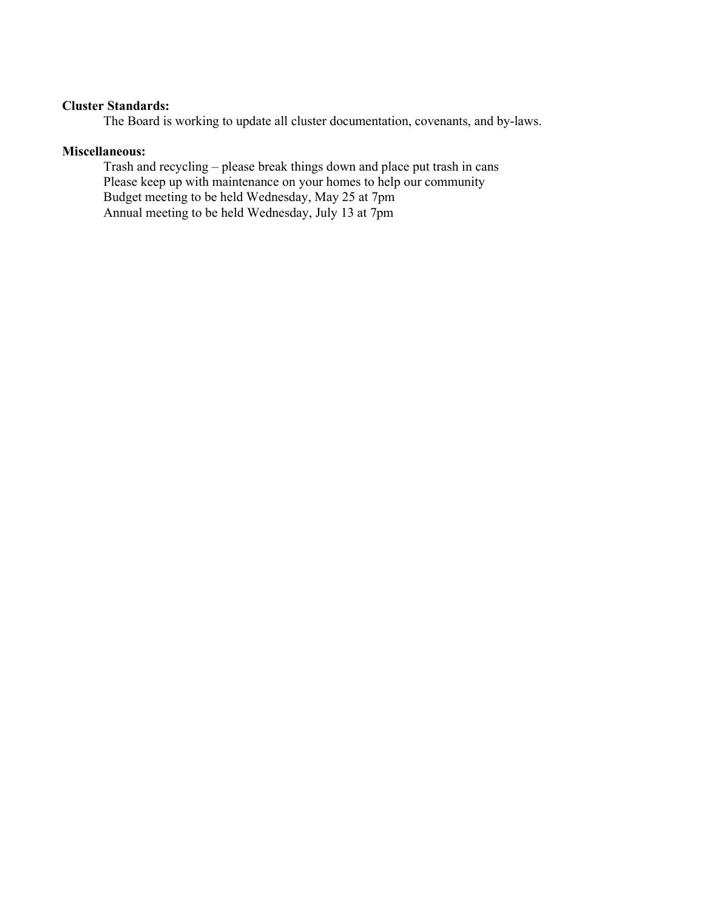**Cluster Standards:**

The Board is working to update all cluster documentation, covenants, and by-laws.

**Miscellaneous:**

Trash and recycling – please break things down and place put trash in cans
Please keep up with maintenance on your homes to help our community
Budget meeting to be held Wednesday, May 25 at 7pm
Annual meeting to be held Wednesday, July 13 at 7pm